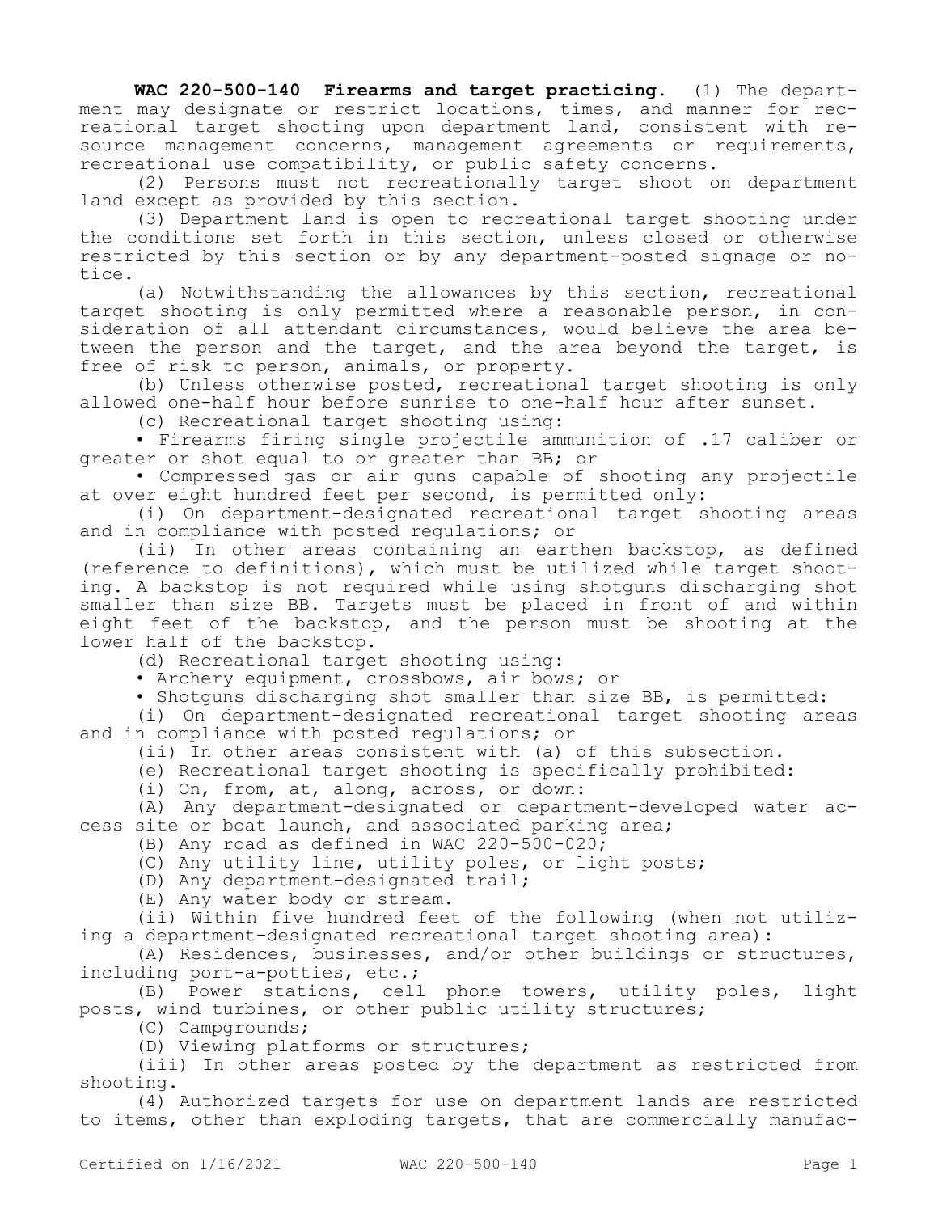**WAC 220-500-140 Firearms and target practicing.** (1) The department may designate or restrict locations, times, and manner for recreational target shooting upon department land, consistent with resource management concerns, management agreements or requirements, recreational use compatibility, or public safety concerns.

(2) Persons must not recreationally target shoot on department land except as provided by this section.

(3) Department land is open to recreational target shooting under the conditions set forth in this section, unless closed or otherwise restricted by this section or by any department-posted signage or notice.

(a) Notwithstanding the allowances by this section, recreational target shooting is only permitted where a reasonable person, in consideration of all attendant circumstances, would believe the area between the person and the target, and the area beyond the target, is free of risk to person, animals, or property.

(b) Unless otherwise posted, recreational target shooting is only allowed one-half hour before sunrise to one-half hour after sunset.

(c) Recreational target shooting using:

• Firearms firing single projectile ammunition of .17 caliber or greater or shot equal to or greater than BB; or

• Compressed gas or air guns capable of shooting any projectile at over eight hundred feet per second, is permitted only:

(i) On department-designated recreational target shooting areas and in compliance with posted regulations; or

(ii) In other areas containing an earthen backstop, as defined (reference to definitions), which must be utilized while target shooting. A backstop is not required while using shotguns discharging shot smaller than size BB. Targets must be placed in front of and within eight feet of the backstop, and the person must be shooting at the lower half of the backstop.

(d) Recreational target shooting using:

• Archery equipment, crossbows, air bows; or

• Shotguns discharging shot smaller than size BB, is permitted:

(i) On department-designated recreational target shooting areas and in compliance with posted regulations; or

(ii) In other areas consistent with (a) of this subsection.

(e) Recreational target shooting is specifically prohibited:

(i) On, from, at, along, across, or down:

(A) Any department-designated or department-developed water access site or boat launch, and associated parking area;

(B) Any road as defined in WAC 220-500-020;

(C) Any utility line, utility poles, or light posts;

(D) Any department-designated trail;

(E) Any water body or stream.

(ii) Within five hundred feet of the following (when not utilizing a department-designated recreational target shooting area):

(A) Residences, businesses, and/or other buildings or structures, including port-a-potties, etc.;

(B) Power stations, cell phone towers, utility poles, light posts, wind turbines, or other public utility structures;

(C) Campgrounds;

(D) Viewing platforms or structures;

(iii) In other areas posted by the department as restricted from shooting.

(4) Authorized targets for use on department lands are restricted to items, other than exploding targets, that are commercially manufac-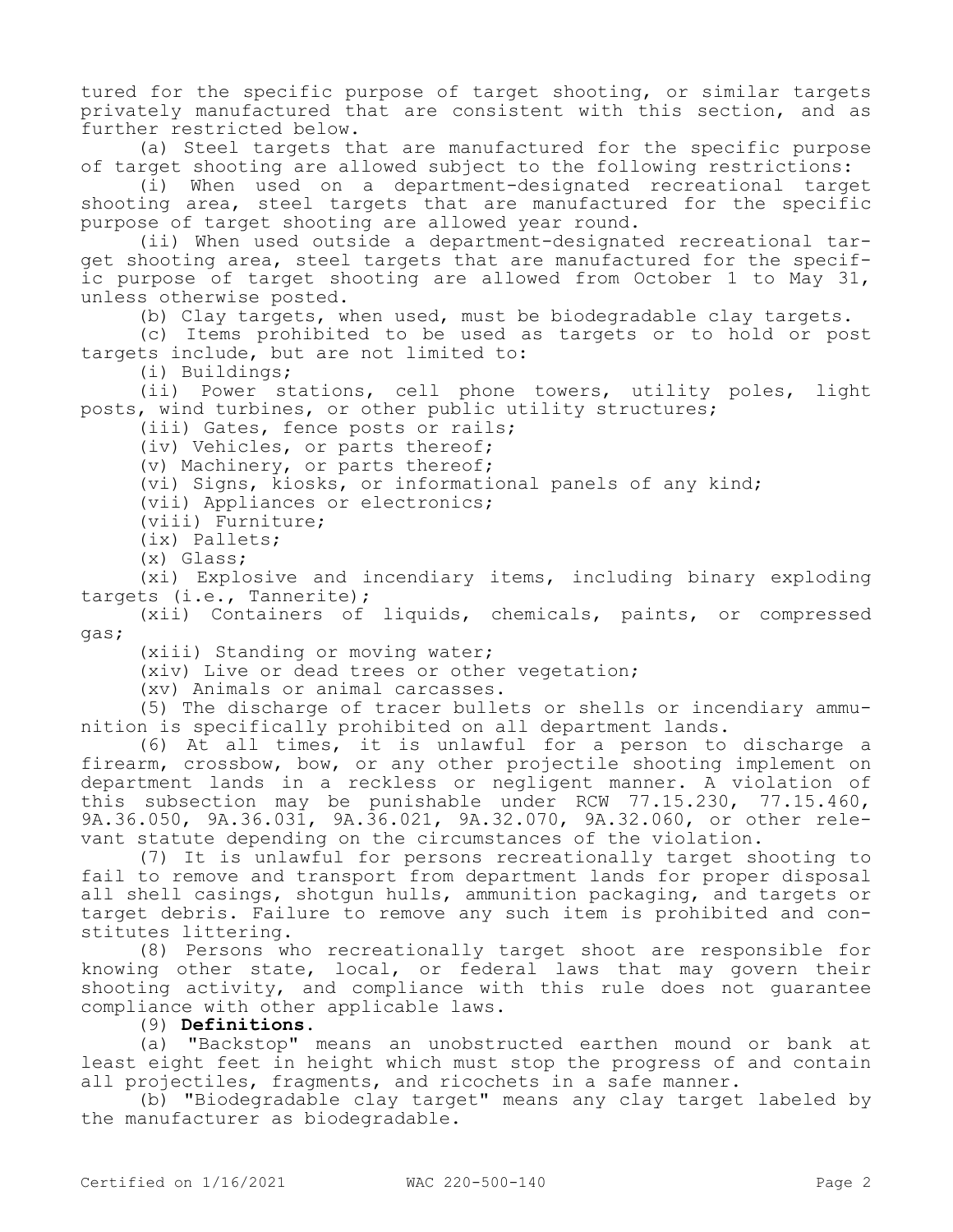tured for the specific purpose of target shooting, or similar targets privately manufactured that are consistent with this section, and as further restricted below.

(a) Steel targets that are manufactured for the specific purpose of target shooting are allowed subject to the following restrictions:

(i) When used on a department-designated recreational target shooting area, steel targets that are manufactured for the specific purpose of target shooting are allowed year round.

(ii) When used outside a department-designated recreational target shooting area, steel targets that are manufactured for the specific purpose of target shooting are allowed from October 1 to May 31, unless otherwise posted.

(b) Clay targets, when used, must be biodegradable clay targets.

(c) Items prohibited to be used as targets or to hold or post targets include, but are not limited to:

(i) Buildings;

(ii) Power stations, cell phone towers, utility poles, light posts, wind turbines, or other public utility structures;

(iii) Gates, fence posts or rails;

(iv) Vehicles, or parts thereof;

(v) Machinery, or parts thereof;

(vi) Signs, kiosks, or informational panels of any kind;

(vii) Appliances or electronics;

(viii) Furniture;

(ix) Pallets;

(x) Glass;

(xi) Explosive and incendiary items, including binary exploding targets (i.e., Tannerite);

(xii) Containers of liquids, chemicals, paints, or compressed gas;

(xiii) Standing or moving water;

(xiv) Live or dead trees or other vegetation;

(xv) Animals or animal carcasses.

(5) The discharge of tracer bullets or shells or incendiary ammunition is specifically prohibited on all department lands.

(6) At all times, it is unlawful for a person to discharge a firearm, crossbow, bow, or any other projectile shooting implement on department lands in a reckless or negligent manner. A violation of this subsection may be punishable under RCW 77.15.230, 77.15.460, 9A.36.050, 9A.36.031, 9A.36.021, 9A.32.070, 9A.32.060, or other relevant statute depending on the circumstances of the violation.

(7) It is unlawful for persons recreationally target shooting to fail to remove and transport from department lands for proper disposal all shell casings, shotgun hulls, ammunition packaging, and targets or target debris. Failure to remove any such item is prohibited and constitutes littering.

(8) Persons who recreationally target shoot are responsible for knowing other state, local, or federal laws that may govern their shooting activity, and compliance with this rule does not guarantee compliance with other applicable laws.

(9) **Definitions.**

(a) "Backstop" means an unobstructed earthen mound or bank at least eight feet in height which must stop the progress of and contain all projectiles, fragments, and ricochets in a safe manner.

(b) "Biodegradable clay target" means any clay target labeled by the manufacturer as biodegradable.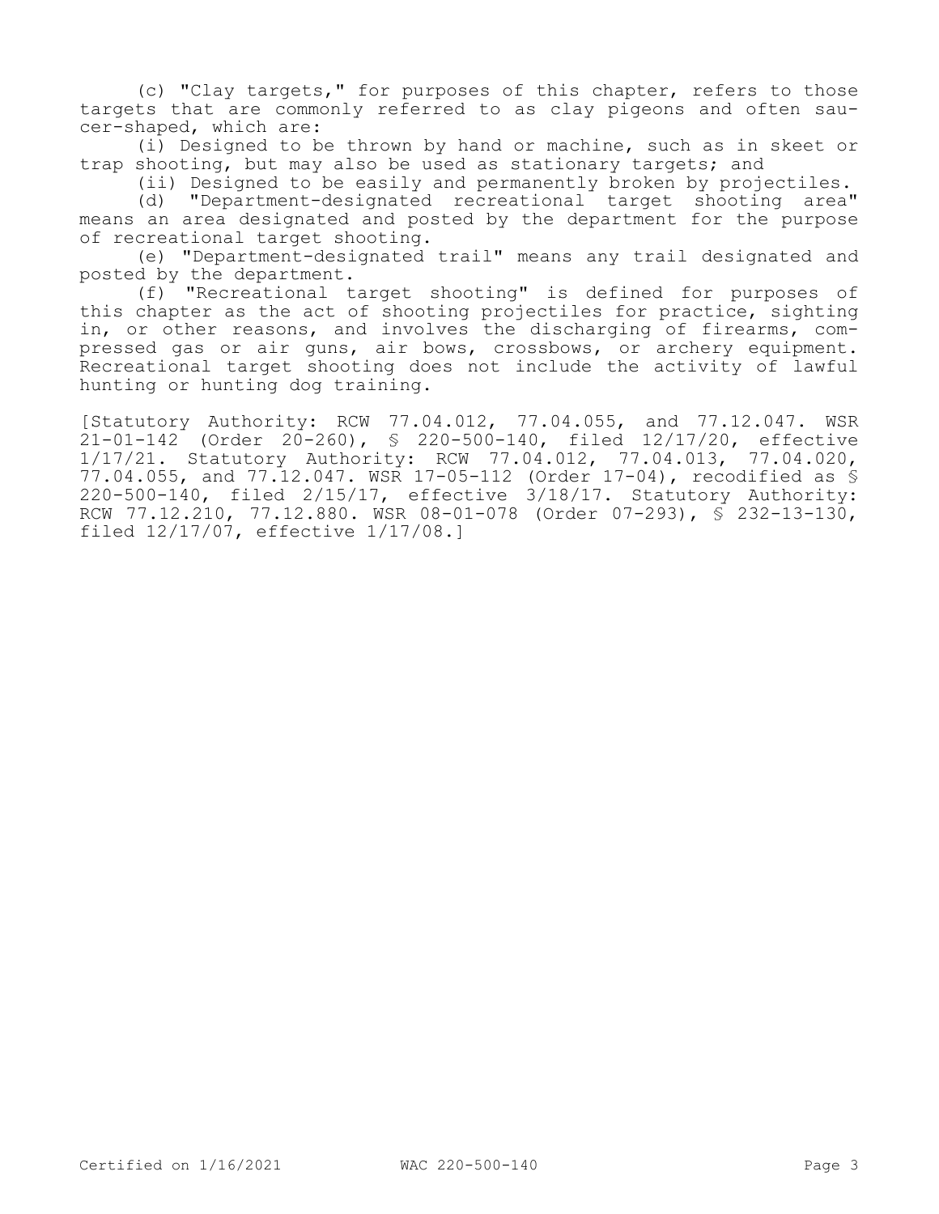(c) "Clay targets," for purposes of this chapter, refers to those targets that are commonly referred to as clay pigeons and often saucer-shaped, which are:

(i) Designed to be thrown by hand or machine, such as in skeet or trap shooting, but may also be used as stationary targets; and

(ii) Designed to be easily and permanently broken by projectiles.

(d) "Department-designated recreational target shooting area" means an area designated and posted by the department for the purpose of recreational target shooting.

(e) "Department-designated trail" means any trail designated and posted by the department.

(f) "Recreational target shooting" is defined for purposes of this chapter as the act of shooting projectiles for practice, sighting in, or other reasons, and involves the discharging of firearms, compressed gas or air guns, air bows, crossbows, or archery equipment. Recreational target shooting does not include the activity of lawful hunting or hunting dog training.

[Statutory Authority: RCW 77.04.012, 77.04.055, and 77.12.047. WSR 21-01-142 (Order 20-260), § 220-500-140, filed 12/17/20, effective 1/17/21. Statutory Authority: RCW 77.04.012, 77.04.013, 77.04.020, 77.04.055, and 77.12.047. WSR 17-05-112 (Order 17-04), recodified as § 220-500-140, filed 2/15/17, effective 3/18/17. Statutory Authority: RCW 77.12.210, 77.12.880. WSR 08-01-078 (Order 07-293), § 232-13-130, filed 12/17/07, effective 1/17/08.]